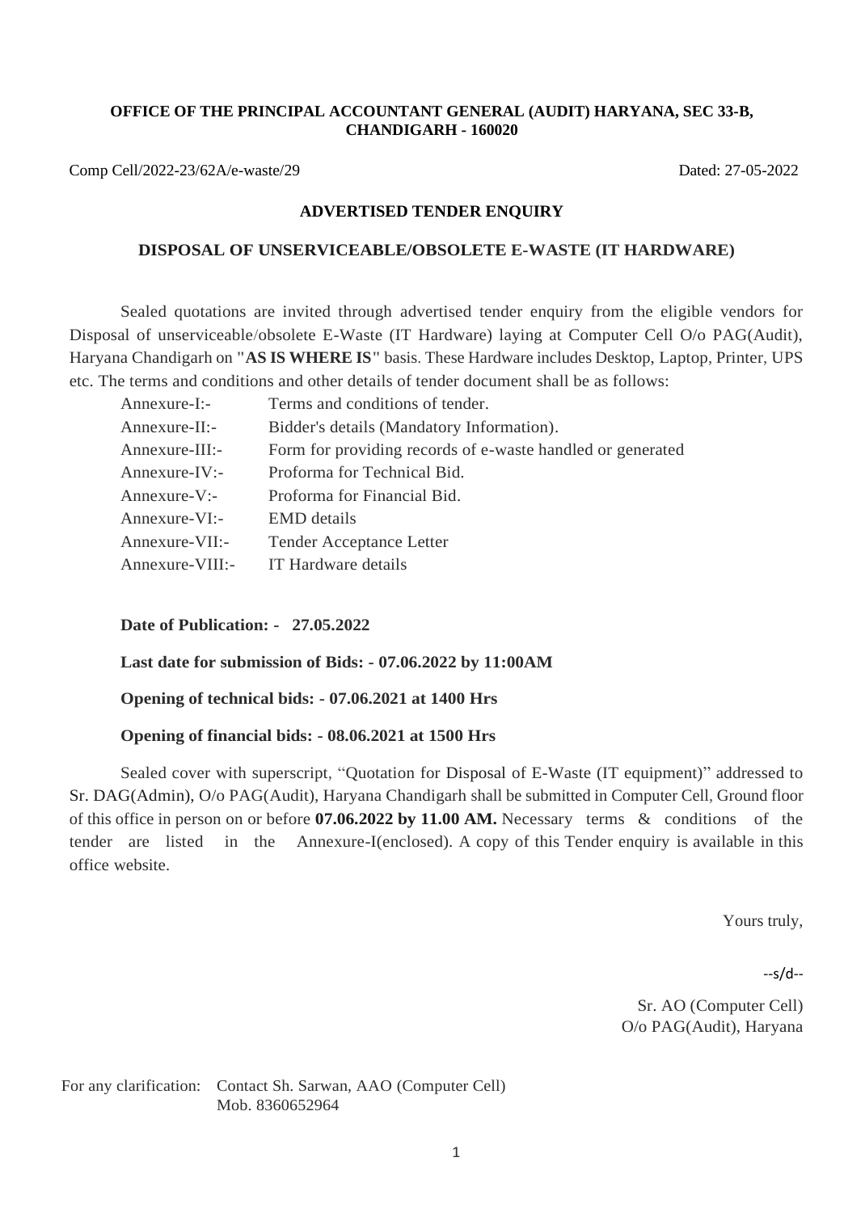**OFFICE OF THE PRINCIPAL ACCOUNTANT GENERAL (AUDIT) HARYANA, SEC 33-B, CHANDIGARH - 160020**

Comp Cell/2022-23/62A/e-waste/29 Dated: 27-05-2022

## ADVERTISED TENDER ENQUIRY

## DISPOSAL OF UNSERVICEABLE/OBSOLETE E-WASTE (IT HARDWARE)

Sealed quotations are invited through advertised tender enquiry from the eligible vendors for Disposal of unserviceable/obsolete E-Waste (IT Hardware) laying at Computer Cell O/o PAG(Audit), Haryana Chandigarh on "**AS IS WHERE IS**" basis. These Hardware includes Desktop, Laptop, Printer, UPS etc. The terms and conditions and other details of tender document shall be as follows:

| | |
|---|---|
| Annexure-I:- | Terms and conditions of tender. |
| Annexure-II:- | Bidder's details (Mandatory Information). |
| Annexure-III:- | Form for providing records of e-waste handled or generated |
| Annexure-IV:- | Proforma for Technical Bid. |
| Annexure-V:- | Proforma for Financial Bid. |
| Annexure-VI:- | EMD details |
| Annexure-VII:- | Tender Acceptance Letter |
| Annexure-VIII:- | IT Hardware details |

**Date of Publication: - 27.05.2022**

**Last date for submission of Bids: - 07.06.2022 by 11:00AM**

**Opening of technical bids: - 07.06.2021 at 1400 Hrs**

**Opening of financial bids: - 08.06.2021 at 1500 Hrs**

Sealed cover with superscript, "Quotation for Disposal of E-Waste (IT equipment)" addressed to Sr. DAG(Admin), O/o PAG(Audit), Haryana Chandigarh shall be submitted in Computer Cell, Ground floor of this office in person on or before **07.06.2022 by 11.00 AM.** Necessary terms & conditions of the tender are listed in the Annexure-I(enclosed). A copy of this Tender enquiry is available in this office website.

Yours truly,

--s/d--

Sr. AO (Computer Cell)
O/o PAG(Audit), Haryana

For any clarification: Contact Sh. Sarwan, AAO (Computer Cell)
Mob. 8360652964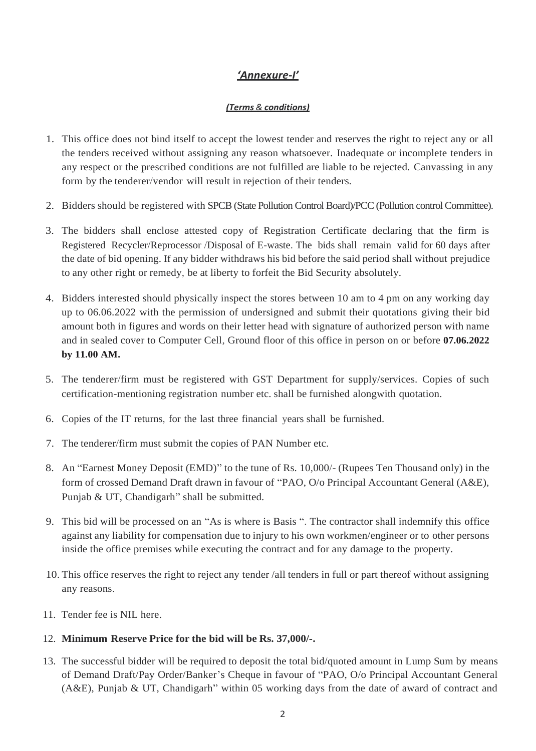# *'Annexure-I'*

***(Terms & conditions)***

1. This office does not bind itself to accept the lowest tender and reserves the right to reject any or all the tenders received without assigning any reason whatsoever. Inadequate or incomplete tenders in any respect or the prescribed conditions are not fulfilled are liable to be rejected. Canvassing in any form by the tenderer/vendor will result in rejection of their tenders.

2. Bidders should be registered with SPCB (State Pollution Control Board)/PCC (Pollution control Committee).

3. The bidders shall enclose attested copy of Registration Certificate declaring that the firm is Registered Recycler/Reprocessor /Disposal of E-waste. The bids shall remain valid for 60 days after the date of bid opening. If any bidder withdraws his bid before the said period shall without prejudice to any other right or remedy, be at liberty to forfeit the Bid Security absolutely.

4. Bidders interested should physically inspect the stores between 10 am to 4 pm on any working day up to 06.06.2022 with the permission of undersigned and submit their quotations giving their bid amount both in figures and words on their letter head with signature of authorized person with name and in sealed cover to Computer Cell, Ground floor of this office in person on or before **07.06.2022 by 11.00 AM.**

5. The tenderer/firm must be registered with GST Department for supply/services. Copies of such certification-mentioning registration number etc. shall be furnished alongwith quotation.

6. Copies of the IT returns, for the last three financial years shall be furnished.

7. The tenderer/firm must submit the copies of PAN Number etc.

8. An "Earnest Money Deposit (EMD)" to the tune of Rs. 10,000/- (Rupees Ten Thousand only) in the form of crossed Demand Draft drawn in favour of "PAO, O/o Principal Accountant General (A&E), Punjab & UT, Chandigarh" shall be submitted.

9. This bid will be processed on an "As is where is Basis ". The contractor shall indemnify this office against any liability for compensation due to injury to his own workmen/engineer or to other persons inside the office premises while executing the contract and for any damage to the property.

10. This office reserves the right to reject any tender /all tenders in full or part thereof without assigning any reasons.

11. Tender fee is NIL here.

12. **Minimum Reserve Price for the bid will be Rs. 37,000/-.**

13. The successful bidder will be required to deposit the total bid/quoted amount in Lump Sum by means of Demand Draft/Pay Order/Banker's Cheque in favour of "PAO, O/o Principal Accountant General (A&E), Punjab & UT, Chandigarh" within 05 working days from the date of award of contract and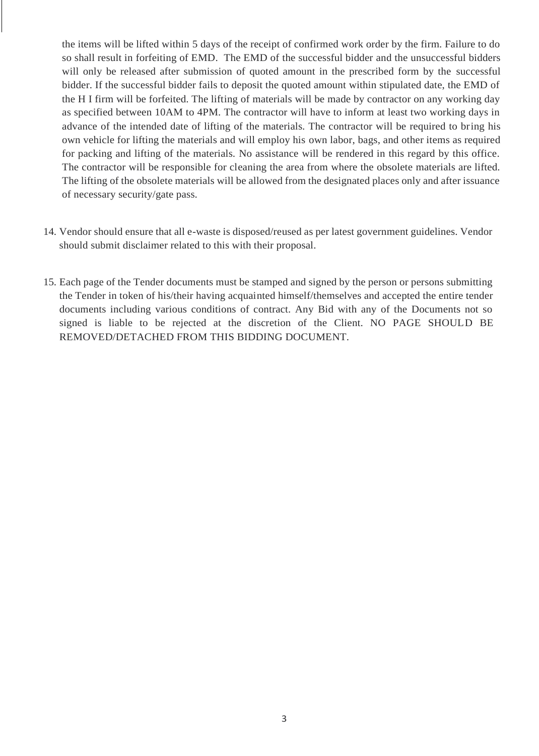the items will be lifted within 5 days of the receipt of confirmed work order by the firm. Failure to do so shall result in forfeiting of EMD. The EMD of the successful bidder and the unsuccessful bidders will only be released after submission of quoted amount in the prescribed form by the successful bidder. If the successful bidder fails to deposit the quoted amount within stipulated date, the EMD of the H I firm will be forfeited. The lifting of materials will be made by contractor on any working day as specified between 10AM to 4PM. The contractor will have to inform at least two working days in advance of the intended date of lifting of the materials. The contractor will be required to bring his own vehicle for lifting the materials and will employ his own labor, bags, and other items as required for packing and lifting of the materials. No assistance will be rendered in this regard by this office. The contractor will be responsible for cleaning the area from where the obsolete materials are lifted. The lifting of the obsolete materials will be allowed from the designated places only and after issuance of necessary security/gate pass.

14. Vendor should ensure that all e-waste is disposed/reused as per latest government guidelines. Vendor should submit disclaimer related to this with their proposal.

15. Each page of the Tender documents must be stamped and signed by the person or persons submitting the Tender in token of his/their having acquainted himself/themselves and accepted the entire tender documents including various conditions of contract. Any Bid with any of the Documents not so signed is liable to be rejected at the discretion of the Client. NO PAGE SHOULD BE REMOVED/DETACHED FROM THIS BIDDING DOCUMENT.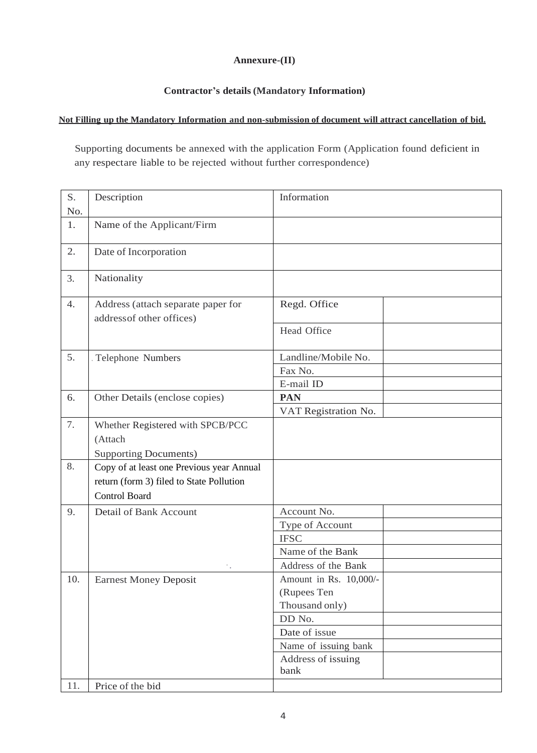**Annexure-(II)**

**Contractor's details (Mandatory Information)**

**Not Filling up the Mandatory Information and non-submission of document will attract cancellation of bid.**

Supporting documents be annexed with the application Form (Application found deficient in any respectare liable to be rejected without further correspondence)

| S. No. | Description | Information | |
|---|---|---|---|
| 1. | Name of the Applicant/Firm | | |
| 2. | Date of Incorporation | | |
| 3. | Nationality | | |
| 4. | Address (attach separate paper for addressof other offices) | Regd. Office | |
| | | Head Office | |
| 5. | Telephone Numbers | Landline/Mobile No. | |
| | | Fax No. | |
| | | E-mail ID | |
| 6. | Other Details (enclose copies) | **PAN** | |
| | | VAT Registration No. | |
| 7. | Whether Registered with SPCB/PCC (Attach Supporting Documents) | | |
| 8. | Copy of at least one Previous year Annual return (form 3) filed to State Pollution Control Board | | |
| 9. | Detail of Bank Account | Account No. | |
| | | Type of Account | |
| | | IFSC | |
| | | Name of the Bank | |
| | | Address of the Bank | |
| 10. | Earnest Money Deposit | Amount in Rs. 10,000/- (Rupees Ten Thousand only) | |
| | | DD No. | |
| | | Date of issue | |
| | | Name of issuing bank | |
| | | Address of issuing bank | |
| 11. | Price of the bid | | |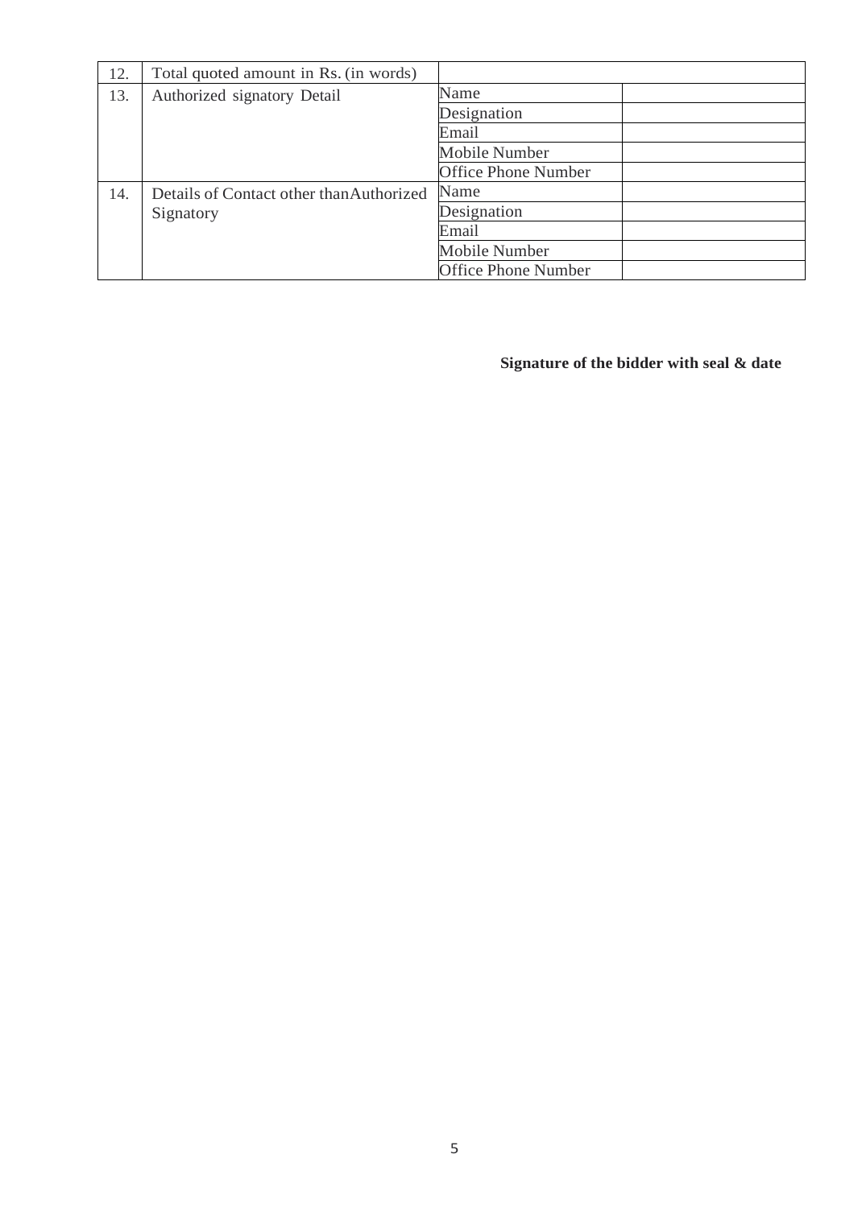| | | | |
|---|---|---|---|
| 12. | Total quoted amount in Rs. (in words) | | |
| 13. | Authorized signatory Detail | Name | |
| | | Designation | |
| | | Email | |
| | | Mobile Number | |
| | | Office Phone Number | |
| 14. | Details of Contact other thanAuthorized Signatory | Name | |
| | | Designation | |
| | | Email | |
| | | Mobile Number | |
| | | Office Phone Number | |

**Signature of the bidder with seal & date**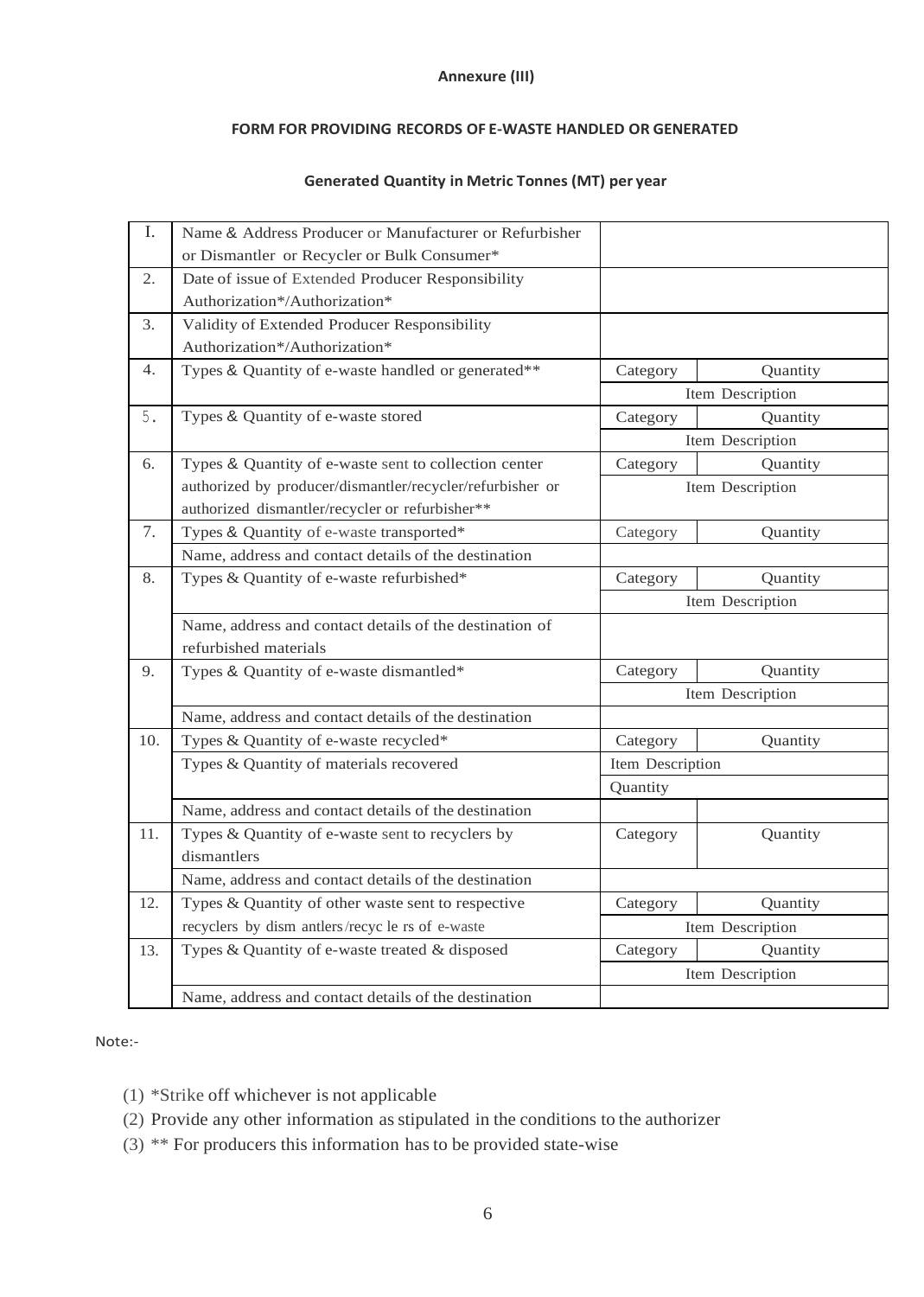**Annexure (III)**

**FORM FOR PROVIDING RECORDS OF E-WASTE HANDLED OR GENERATED**

**Generated Quantity in Metric Tonnes (MT) per year**

| | | | |
|---|---|---|---|
| I. | Name & Address Producer or Manufacturer or Refurbisher or Dismantler or Recycler or Bulk Consumer* | | |
| 2. | Date of issue of Extended Producer Responsibility Authorization*/Authorization* | | |
| 3. | Validity of Extended Producer Responsibility Authorization*/Authorization* | | |
| 4. | Types & Quantity of e-waste handled or generated** | Category | Quantity |
| | | Item Description | |
| 5. | Types & Quantity of e-waste stored | Category | Quantity |
| | | Item Description | |
| 6. | Types & Quantity of e-waste sent to collection center authorized by producer/dismantler/recycler/refurbisher or authorized dismantler/recycler or refurbisher** | Category | Quantity |
| | | Item Description | |
| 7. | Types & Quantity of e-waste transported* | Category | Quantity |
| | Name, address and contact details of the destination | | |
| 8. | Types & Quantity of e-waste refurbished* | Category | Quantity |
| | | Item Description | |
| | Name, address and contact details of the destination of refurbished materials | | |
| 9. | Types & Quantity of e-waste dismantled* | Category | Quantity |
| | | Item Description | |
| | Name, address and contact details of the destination | | |
| 10. | Types & Quantity of e-waste recycled* | Category | Quantity |
| | Types & Quantity of materials recovered | Item Description | |
| | | Quantity | |
| | Name, address and contact details of the destination | | |
| 11. | Types & Quantity of e-waste sent to recyclers by dismantlers | Category | Quantity |
| | Name, address and contact details of the destination | | |
| 12. | Types & Quantity of other waste sent to respective recyclers by dism antlers/recyc le rs of e-waste | Category | Quantity |
| | | Item Description | |
| 13. | Types & Quantity of e-waste treated & disposed | Category | Quantity |
| | | Item Description | |
| | Name, address and contact details of the destination | | |

Note:-

(1) *Strike off whichever is not applicable

(2) Provide any other information as stipulated in the conditions to the authorizer

(3) ** For producers this information has to be provided state-wise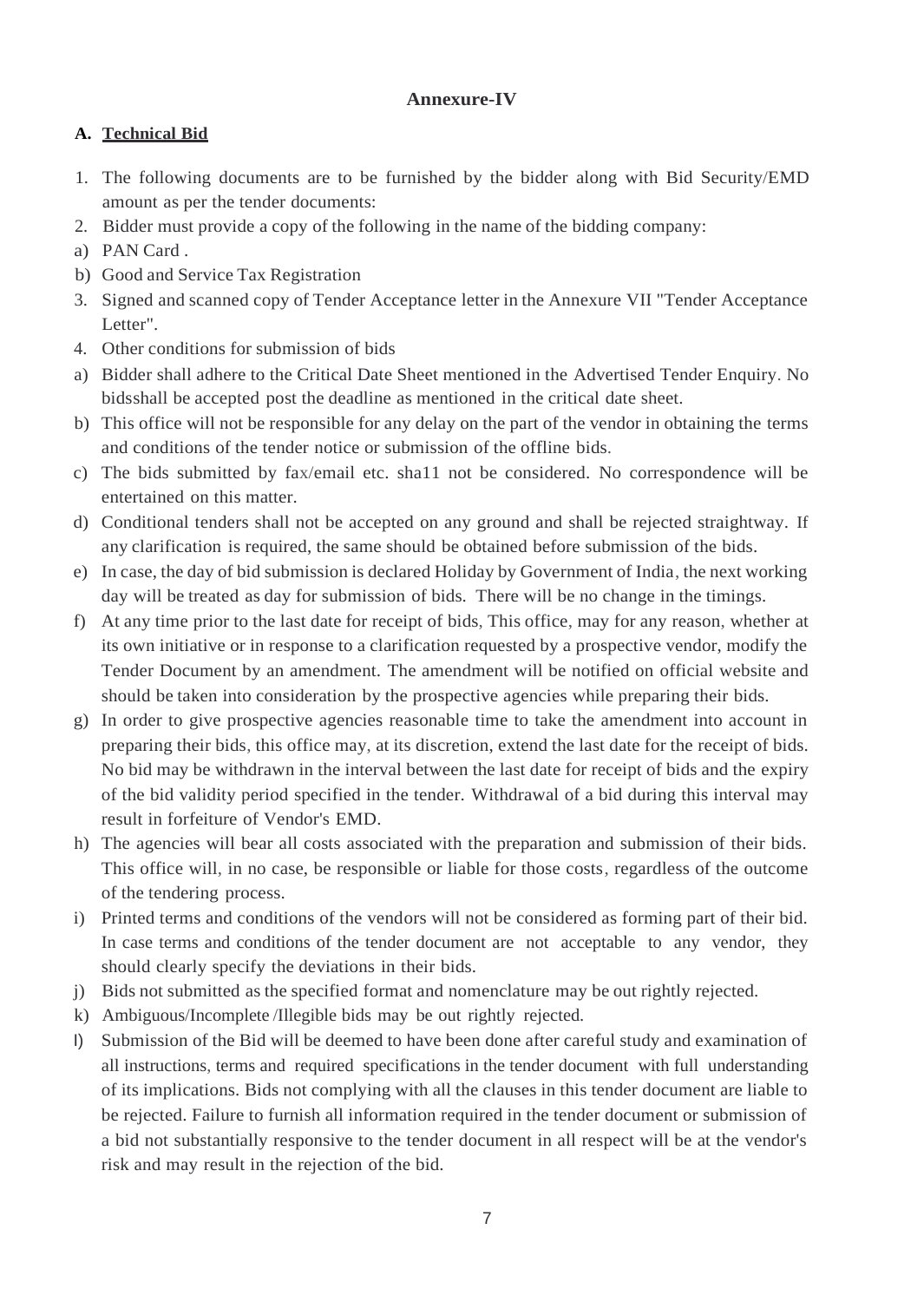**Annexure-IV**

**A. Technical Bid**

1. The following documents are to be furnished by the bidder along with Bid Security/EMD amount as per the tender documents:
2. Bidder must provide a copy of the following in the name of the bidding company:

a) PAN Card .

b) Good and Service Tax Registration

3. Signed and scanned copy of Tender Acceptance letter in the Annexure VII "Tender Acceptance Letter".
4. Other conditions for submission of bids

a) Bidder shall adhere to the Critical Date Sheet mentioned in the Advertised Tender Enquiry. No bidsshall be accepted post the deadline as mentioned in the critical date sheet.

b) This office will not be responsible for any delay on the part of the vendor in obtaining the terms and conditions of the tender notice or submission of the offline bids.

c) The bids submitted by fax/email etc. sha11 not be considered. No correspondence will be entertained on this matter.

d) Conditional tenders shall not be accepted on any ground and shall be rejected straightway. If any clarification is required, the same should be obtained before submission of the bids.

e) In case, the day of bid submission is declared Holiday by Government of India, the next working day will be treated as day for submission of bids. There will be no change in the timings.

f) At any time prior to the last date for receipt of bids, This office, may for any reason, whether at its own initiative or in response to a clarification requested by a prospective vendor, modify the Tender Document by an amendment. The amendment will be notified on official website and should be taken into consideration by the prospective agencies while preparing their bids.

g) In order to give prospective agencies reasonable time to take the amendment into account in preparing their bids, this office may, at its discretion, extend the last date for the receipt of bids. No bid may be withdrawn in the interval between the last date for receipt of bids and the expiry of the bid validity period specified in the tender. Withdrawal of a bid during this interval may result in forfeiture of Vendor's EMD.

h) The agencies will bear all costs associated with the preparation and submission of their bids. This office will, in no case, be responsible or liable for those costs, regardless of the outcome of the tendering process.

i) Printed terms and conditions of the vendors will not be considered as forming part of their bid. In case terms and conditions of the tender document are not acceptable to any vendor, they should clearly specify the deviations in their bids.

j) Bids not submitted as the specified format and nomenclature may be out rightly rejected.

k) Ambiguous/Incomplete /Illegible bids may be out rightly rejected.

l) Submission of the Bid will be deemed to have been done after careful study and examination of all instructions, terms and required specifications in the tender document with full understanding of its implications. Bids not complying with all the clauses in this tender document are liable to be rejected. Failure to furnish all information required in the tender document or submission of a bid not substantially responsive to the tender document in all respect will be at the vendor's risk and may result in the rejection of the bid.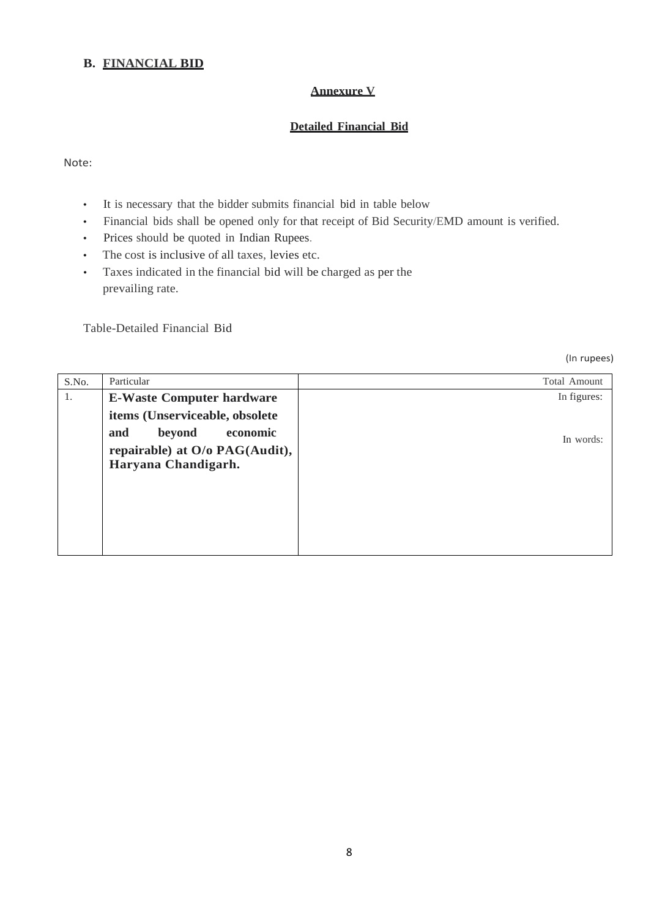## B. FINANCIAL BID

### Annexure V

### Detailed Financial Bid

Note:

- It is necessary that the bidder submits financial bid in table below
- Financial bids shall be opened only for that receipt of Bid Security/EMD amount is verified.
- Prices should be quoted in Indian Rupees.
- The cost is inclusive of all taxes, levies etc.
- Taxes indicated in the financial bid will be charged as per the prevailing rate.

Table-Detailed Financial Bid

(In rupees)

| S.No. | Particular | Total Amount |
|---|---|---|
| 1. | **E-Waste Computer hardware items (Unserviceable, obsolete and beyond economic repairable) at O/o PAG(Audit), Haryana Chandigarh.** | In figures:<br><br>In words: |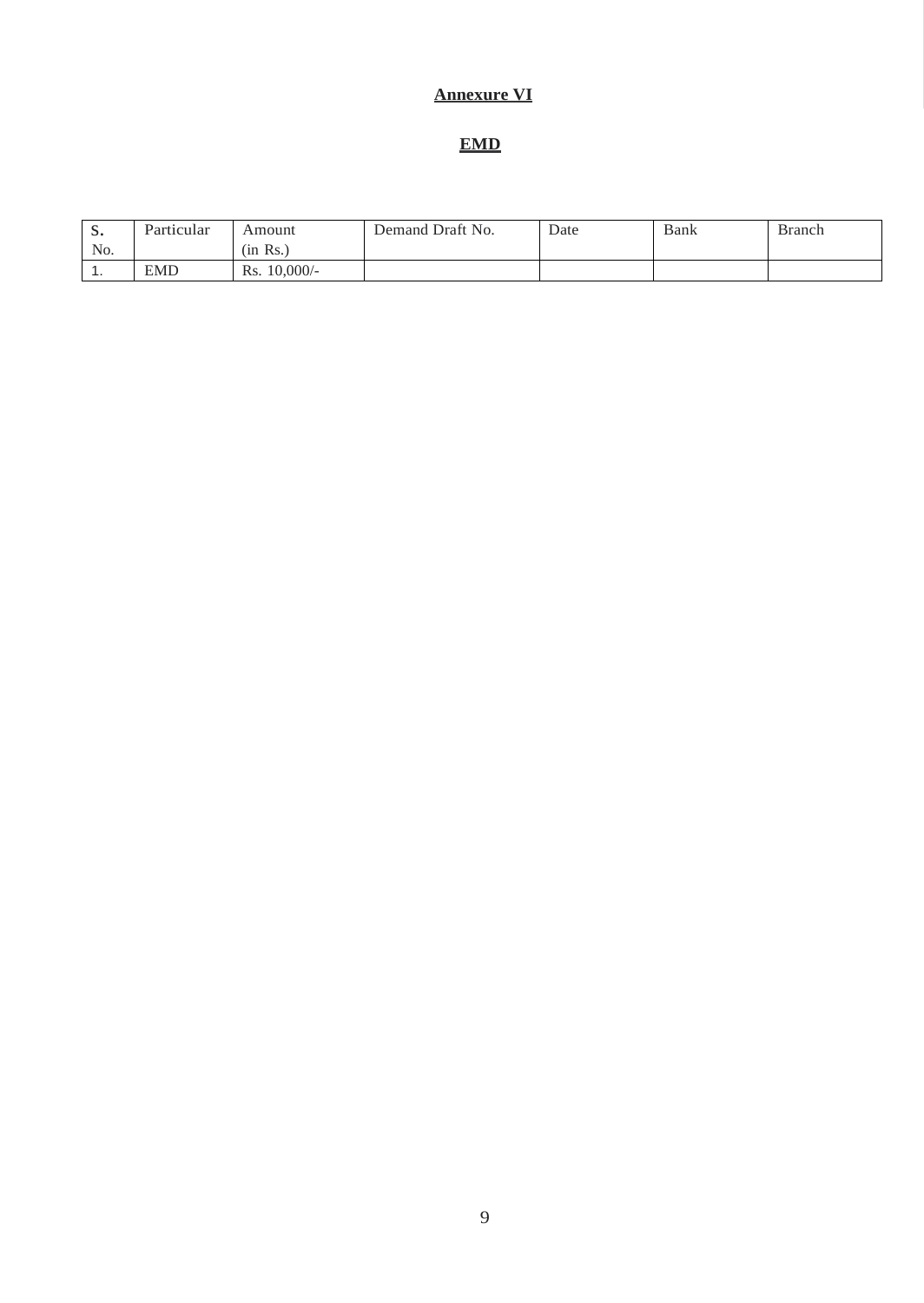**Annexure VI**

**EMD**

| S. No. | Particular | Amount (in Rs.) | Demand Draft No. | Date | Bank | Branch |
|---|---|---|---|---|---|---|
| 1. | EMD | Rs. 10,000/- | | | | |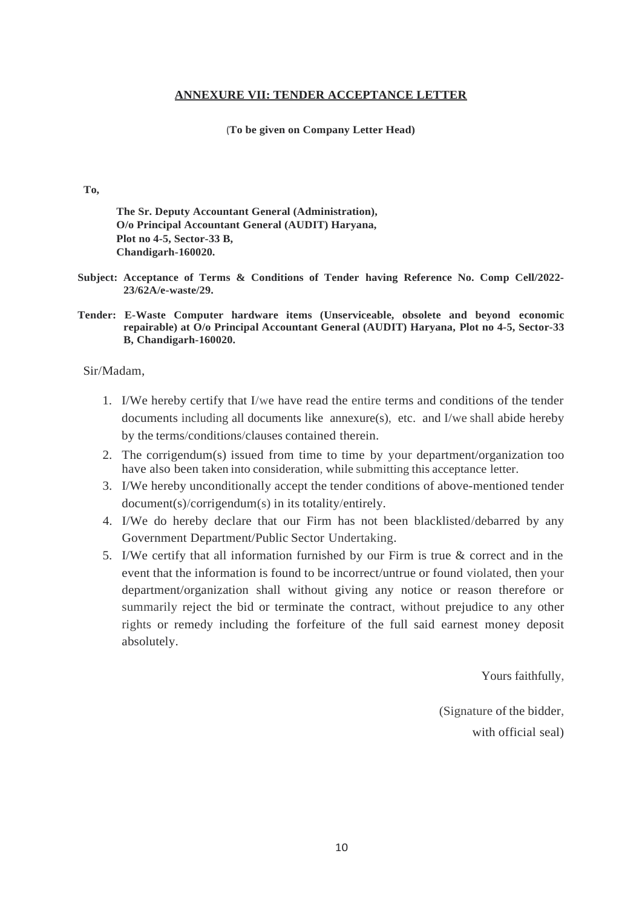## ANNEXURE VII: TENDER ACCEPTANCE LETTER

**(To be given on Company Letter Head)**

**To,**

**The Sr. Deputy Accountant General (Administration),**
**O/o Principal Accountant General (AUDIT) Haryana,**
**Plot no 4-5, Sector-33 B,**
**Chandigarh-160020.**

**Subject: Acceptance of Terms & Conditions of Tender having Reference No. Comp Cell/2022-23/62A/e-waste/29.**

**Tender: E-Waste Computer hardware items (Unserviceable, obsolete and beyond economic repairable) at O/o Principal Accountant General (AUDIT) Haryana, Plot no 4-5, Sector-33 B, Chandigarh-160020.**

Sir/Madam,

1. I/We hereby certify that I/we have read the entire terms and conditions of the tender documents including all documents like annexure(s), etc. and I/we shall abide hereby by the terms/conditions/clauses contained therein.
2. The corrigendum(s) issued from time to time by your department/organization too have also been taken into consideration, while submitting this acceptance letter.
3. I/We hereby unconditionally accept the tender conditions of above-mentioned tender document(s)/corrigendum(s) in its totality/entirely.
4. I/We do hereby declare that our Firm has not been blacklisted/debarred by any Government Department/Public Sector Undertaking.
5. I/We certify that all information furnished by our Firm is true & correct and in the event that the information is found to be incorrect/untrue or found violated, then your department/organization shall without giving any notice or reason therefore or summarily reject the bid or terminate the contract, without prejudice to any other rights or remedy including the forfeiture of the full said earnest money deposit absolutely.

Yours faithfully,

(Signature of the bidder,
with official seal)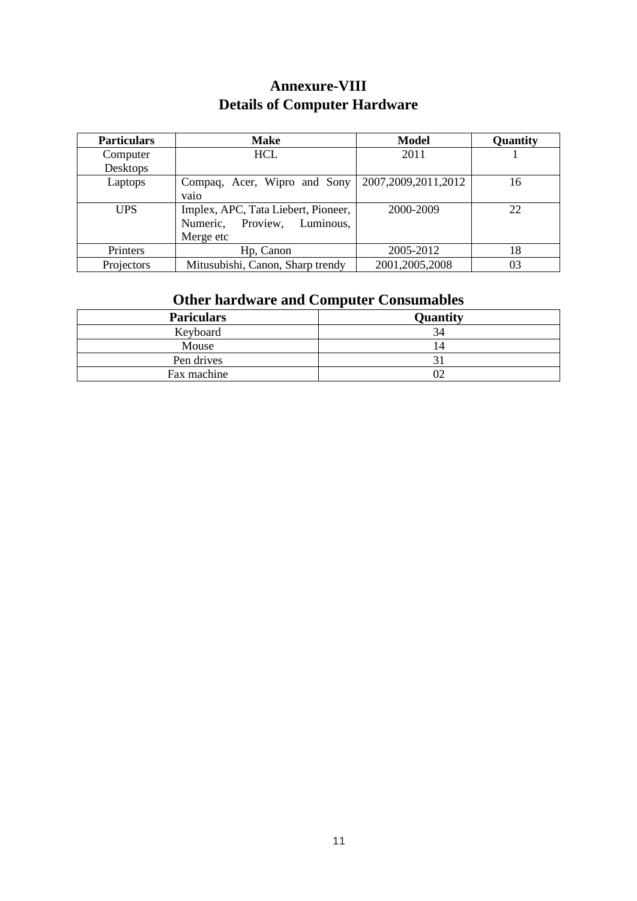# Annexure-VIII
# Details of Computer Hardware

| Particulars | Make | Model | Quantity |
|---|---|---|---|
| Computer Desktops | HCL | 2011 | 1 |
| Laptops | Compaq, Acer, Wipro and Sony vaio | 2007,2009,2011,2012 | 16 |
| UPS | Implex, APC, Tata Liebert, Pioneer, Numeric, Proview, Luminous, Merge etc | 2000-2009 | 22 |
| Printers | Hp, Canon | 2005-2012 | 18 |
| Projectors | Mitusubishi, Canon, Sharp trendy | 2001,2005,2008 | 03 |

## Other hardware and Computer Consumables

| Pariculars | Quantity |
|---|---|
| Keyboard | 34 |
| Mouse | 14 |
| Pen drives | 31 |
| Fax machine | 02 |